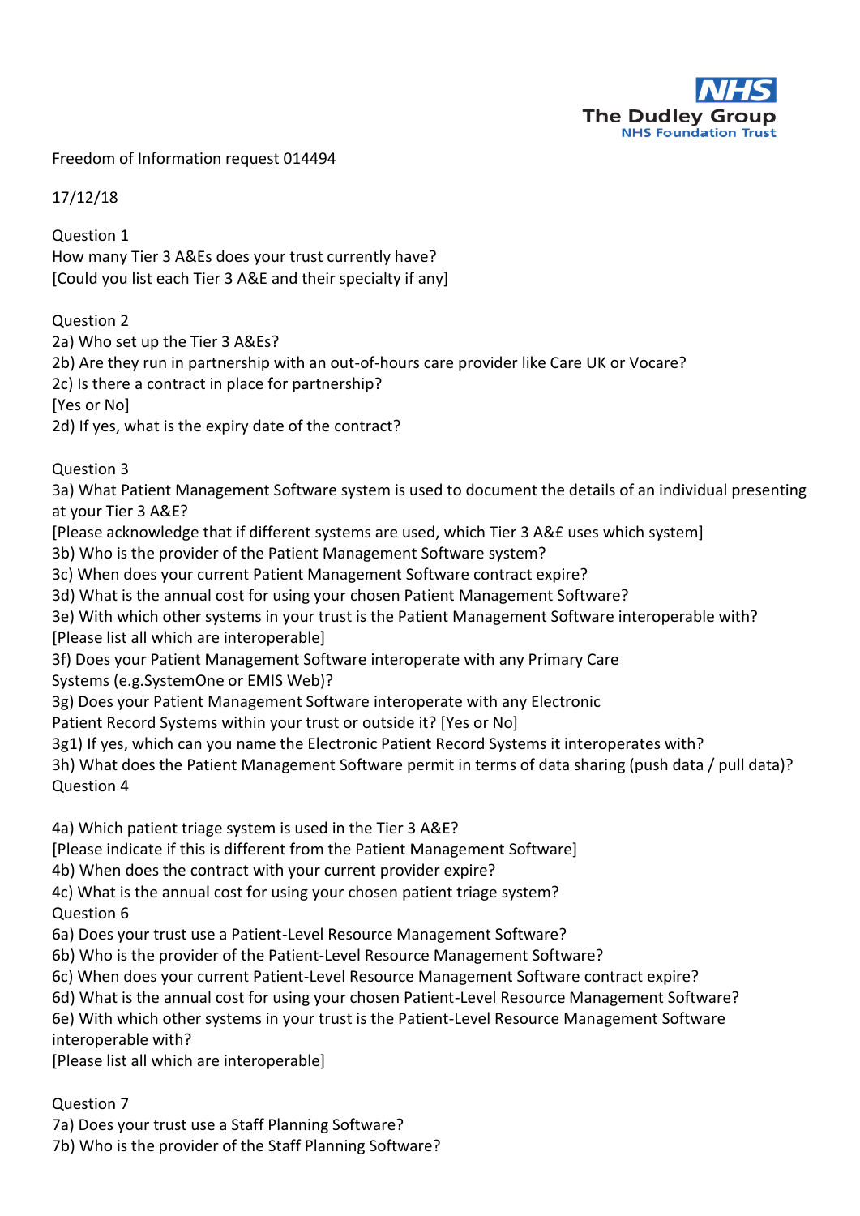NHS
The Dudley Group
NHS Foundation Trust

Freedom of Information request 014494

17/12/18

Question 1
How many Tier 3 A&Es does your trust currently have?
[Could you list each Tier 3 A&E and their specialty if any]

Question 2
2a) Who set up the Tier 3 A&Es?
2b) Are they run in partnership with an out-of-hours care provider like Care UK or Vocare?
2c) Is there a contract in place for partnership?
[Yes or No]
2d) If yes, what is the expiry date of the contract?

Question 3
3a) What Patient Management Software system is used to document the details of an individual presenting at your Tier 3 A&E?
[Please acknowledge that if different systems are used, which Tier 3 A&£ uses which system]
3b) Who is the provider of the Patient Management Software system?
3c) When does your current Patient Management Software contract expire?
3d) What is the annual cost for using your chosen Patient Management Software?
3e) With which other systems in your trust is the Patient Management Software interoperable with?
[Please list all which are interoperable]
3f) Does your Patient Management Software interoperate with any Primary Care Systems (e.g.SystemOne or EMIS Web)?
3g) Does your Patient Management Software interoperate with any Electronic Patient Record Systems within your trust or outside it? [Yes or No]
3g1) If yes, which can you name the Electronic Patient Record Systems it interoperates with?
3h) What does the Patient Management Software permit in terms of data sharing (push data / pull data)?

Question 4

4a) Which patient triage system is used in the Tier 3 A&E?
[Please indicate if this is different from the Patient Management Software]
4b) When does the contract with your current provider expire?
4c) What is the annual cost for using your chosen patient triage system?

Question 6
6a) Does your trust use a Patient-Level Resource Management Software?
6b) Who is the provider of the Patient-Level Resource Management Software?
6c) When does your current Patient-Level Resource Management Software contract expire?
6d) What is the annual cost for using your chosen Patient-Level Resource Management Software?
6e) With which other systems in your trust is the Patient-Level Resource Management Software interoperable with?
[Please list all which are interoperable]

Question 7
7a) Does your trust use a Staff Planning Software?
7b) Who is the provider of the Staff Planning Software?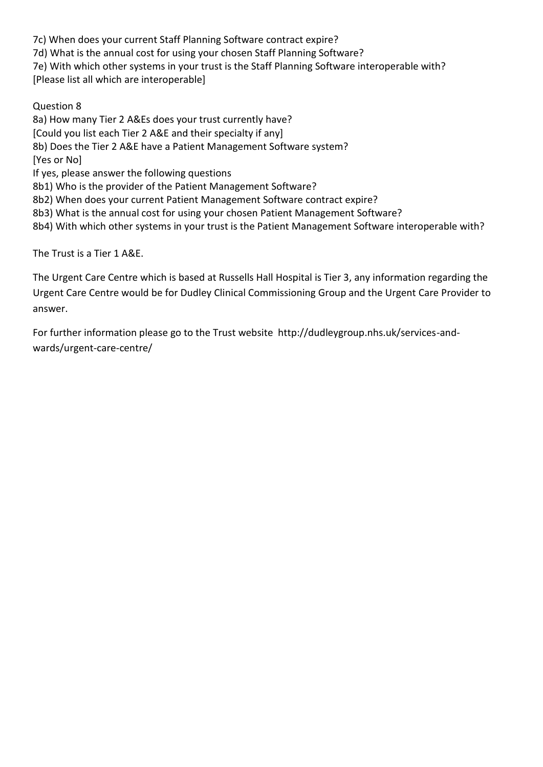7c) When does your current Staff Planning Software contract expire?
7d) What is the annual cost for using your chosen Staff Planning Software?
7e) With which other systems in your trust is the Staff Planning Software interoperable with?
[Please list all which are interoperable]

Question 8
8a) How many Tier 2 A&Es does your trust currently have?
[Could you list each Tier 2 A&E and their specialty if any]
8b) Does the Tier 2 A&E have a Patient Management Software system?
[Yes or No]
If yes, please answer the following questions
8b1) Who is the provider of the Patient Management Software?
8b2) When does your current Patient Management Software contract expire?
8b3) What is the annual cost for using your chosen Patient Management Software?
8b4) With which other systems in your trust is the Patient Management Software interoperable with?

The Trust is a Tier 1 A&E.

The Urgent Care Centre which is based at Russells Hall Hospital is Tier 3, any information regarding the Urgent Care Centre would be for Dudley Clinical Commissioning Group and the Urgent Care Provider to answer.

For further information please go to the Trust website http://dudleygroup.nhs.uk/services-and-wards/urgent-care-centre/